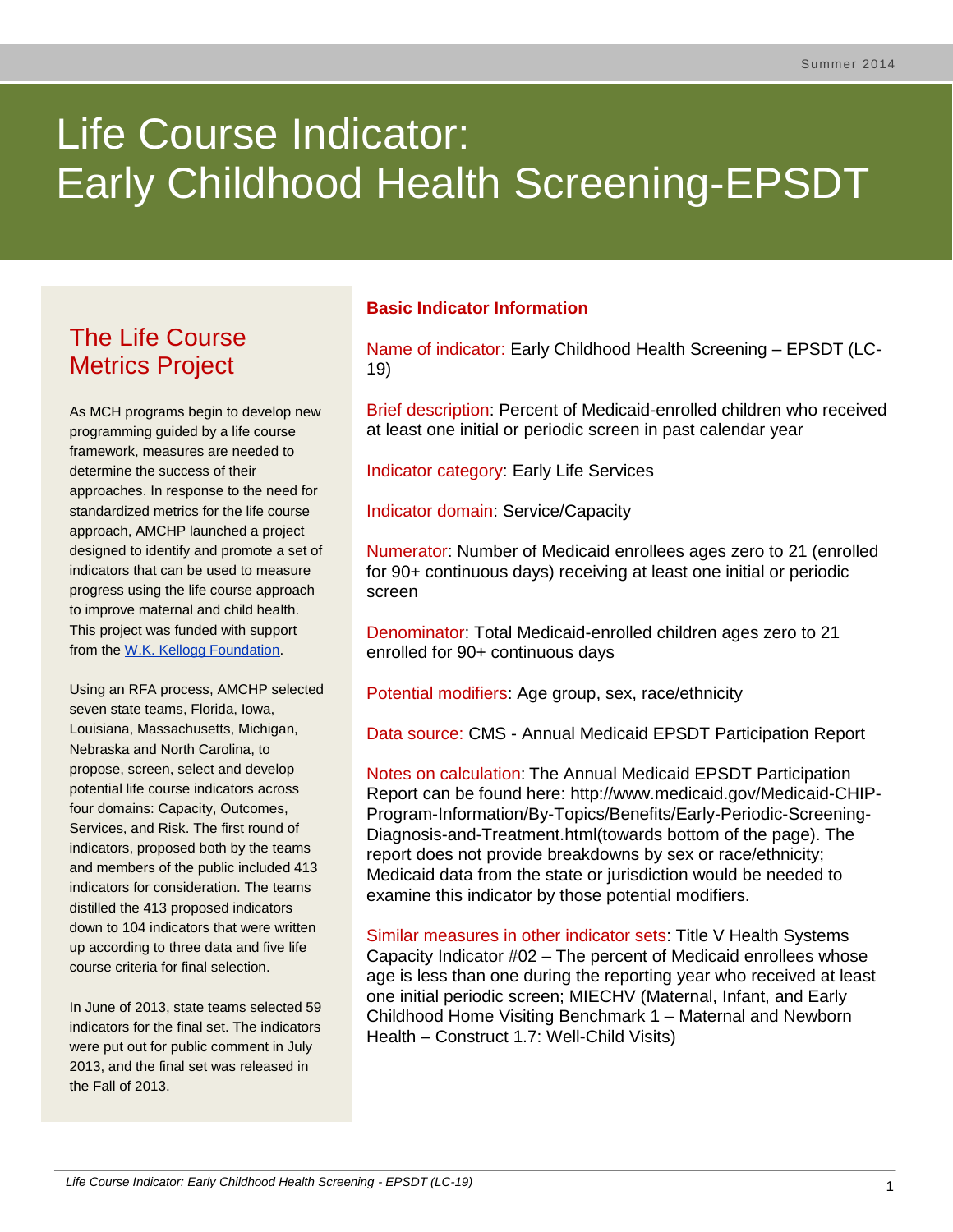Summer 2014

# Life Course Indicator: Early Childhood Health Screening-EPSDT

## The Life Course Metrics Project

As MCH programs begin to develop new programming guided by a life course framework, measures are needed to determine the success of their approaches. In response to the need for standardized metrics for the life course approach, AMCHP launched a project designed to identify and promote a set of indicators that can be used to measure progress using the life course approach to improve maternal and child health. This project was funded with support from the W.K. Kellogg Foundation.

Using an RFA process, AMCHP selected seven state teams, Florida, Iowa, Louisiana, Massachusetts, Michigan, Nebraska and North Carolina, to propose, screen, select and develop potential life course indicators across four domains: Capacity, Outcomes, Services, and Risk. The first round of indicators, proposed both by the teams and members of the public included 413 indicators for consideration. The teams distilled the 413 proposed indicators down to 104 indicators that were written up according to three data and five life course criteria for final selection.

In June of 2013, state teams selected 59 indicators for the final set. The indicators were put out for public comment in July 2013, and the final set was released in the Fall of 2013.

## Basic Indicator Information

Name of indicator: Early Childhood Health Screening – EPSDT (LC-19)

Brief description: Percent of Medicaid-enrolled children who received at least one initial or periodic screen in past calendar year

Indicator category: Early Life Services

Indicator domain: Service/Capacity

Numerator: Number of Medicaid enrollees ages zero to 21 (enrolled for 90+ continuous days) receiving at least one initial or periodic screen

Denominator: Total Medicaid-enrolled children ages zero to 21 enrolled for 90+ continuous days

Potential modifiers: Age group, sex, race/ethnicity

Data source: CMS - Annual Medicaid EPSDT Participation Report

Notes on calculation: The Annual Medicaid EPSDT Participation Report can be found here: http://www.medicaid.gov/Medicaid-CHIP-Program-Information/By-Topics/Benefits/Early-Periodic-Screening-Diagnosis-and-Treatment.html(towards bottom of the page). The report does not provide breakdowns by sex or race/ethnicity; Medicaid data from the state or jurisdiction would be needed to examine this indicator by those potential modifiers.

Similar measures in other indicator sets: Title V Health Systems Capacity Indicator #02 – The percent of Medicaid enrollees whose age is less than one during the reporting year who received at least one initial periodic screen; MIECHV (Maternal, Infant, and Early Childhood Home Visiting Benchmark 1 – Maternal and Newborn Health – Construct 1.7: Well-Child Visits)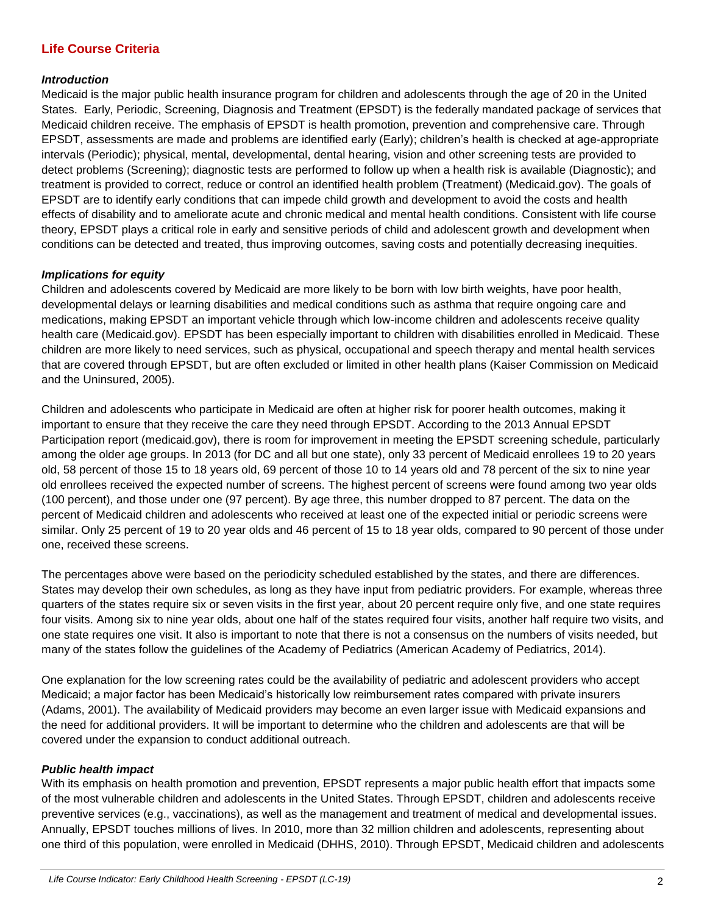## Life Course Criteria

### *Introduction*

Medicaid is the major public health insurance program for children and adolescents through the age of 20 in the United States. Early, Periodic, Screening, Diagnosis and Treatment (EPSDT) is the federally mandated package of services that Medicaid children receive. The emphasis of EPSDT is health promotion, prevention and comprehensive care. Through EPSDT, assessments are made and problems are identified early (Early); children's health is checked at age-appropriate intervals (Periodic); physical, mental, developmental, dental hearing, vision and other screening tests are provided to detect problems (Screening); diagnostic tests are performed to follow up when a health risk is available (Diagnostic); and treatment is provided to correct, reduce or control an identified health problem (Treatment) (Medicaid.gov). The goals of EPSDT are to identify early conditions that can impede child growth and development to avoid the costs and health effects of disability and to ameliorate acute and chronic medical and mental health conditions. Consistent with life course theory, EPSDT plays a critical role in early and sensitive periods of child and adolescent growth and development when conditions can be detected and treated, thus improving outcomes, saving costs and potentially decreasing inequities.

### *Implications for equity*

Children and adolescents covered by Medicaid are more likely to be born with low birth weights, have poor health, developmental delays or learning disabilities and medical conditions such as asthma that require ongoing care and medications, making EPSDT an important vehicle through which low-income children and adolescents receive quality health care (Medicaid.gov). EPSDT has been especially important to children with disabilities enrolled in Medicaid. These children are more likely to need services, such as physical, occupational and speech therapy and mental health services that are covered through EPSDT, but are often excluded or limited in other health plans (Kaiser Commission on Medicaid and the Uninsured, 2005).

Children and adolescents who participate in Medicaid are often at higher risk for poorer health outcomes, making it important to ensure that they receive the care they need through EPSDT. According to the 2013 Annual EPSDT Participation report (medicaid.gov), there is room for improvement in meeting the EPSDT screening schedule, particularly among the older age groups. In 2013 (for DC and all but one state), only 33 percent of Medicaid enrollees 19 to 20 years old, 58 percent of those 15 to 18 years old, 69 percent of those 10 to 14 years old and 78 percent of the six to nine year old enrollees received the expected number of screens. The highest percent of screens were found among two year olds (100 percent), and those under one (97 percent). By age three, this number dropped to 87 percent. The data on the percent of Medicaid children and adolescents who received at least one of the expected initial or periodic screens were similar. Only 25 percent of 19 to 20 year olds and 46 percent of 15 to 18 year olds, compared to 90 percent of those under one, received these screens.

The percentages above were based on the periodicity scheduled established by the states, and there are differences. States may develop their own schedules, as long as they have input from pediatric providers. For example, whereas three quarters of the states require six or seven visits in the first year, about 20 percent require only five, and one state requires four visits. Among six to nine year olds, about one half of the states required four visits, another half require two visits, and one state requires one visit. It also is important to note that there is not a consensus on the numbers of visits needed, but many of the states follow the guidelines of the Academy of Pediatrics (American Academy of Pediatrics, 2014).

One explanation for the low screening rates could be the availability of pediatric and adolescent providers who accept Medicaid; a major factor has been Medicaid's historically low reimbursement rates compared with private insurers (Adams, 2001). The availability of Medicaid providers may become an even larger issue with Medicaid expansions and the need for additional providers. It will be important to determine who the children and adolescents are that will be covered under the expansion to conduct additional outreach.

### *Public health impact*

With its emphasis on health promotion and prevention, EPSDT represents a major public health effort that impacts some of the most vulnerable children and adolescents in the United States. Through EPSDT, children and adolescents receive preventive services (e.g., vaccinations), as well as the management and treatment of medical and developmental issues. Annually, EPSDT touches millions of lives. In 2010, more than 32 million children and adolescents, representing about one third of this population, were enrolled in Medicaid (DHHS, 2010). Through EPSDT, Medicaid children and adolescents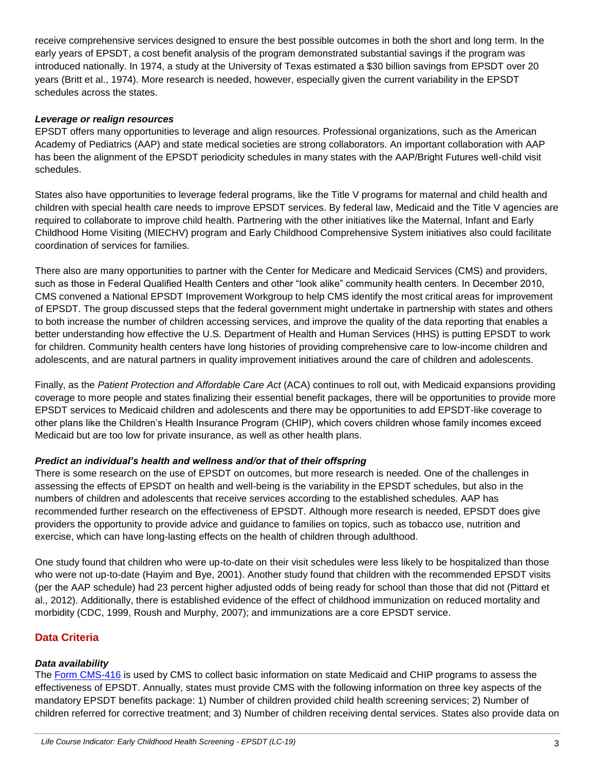receive comprehensive services designed to ensure the best possible outcomes in both the short and long term. In the early years of EPSDT, a cost benefit analysis of the program demonstrated substantial savings if the program was introduced nationally. In 1974, a study at the University of Texas estimated a $30 billion savings from EPSDT over 20 years (Britt et al., 1974). More research is needed, however, especially given the current variability in the EPSDT schedules across the states.

### *Leverage or realign resources*

EPSDT offers many opportunities to leverage and align resources. Professional organizations, such as the American Academy of Pediatrics (AAP) and state medical societies are strong collaborators. An important collaboration with AAP has been the alignment of the EPSDT periodicity schedules in many states with the AAP/Bright Futures well-child visit schedules.

States also have opportunities to leverage federal programs, like the Title V programs for maternal and child health and children with special health care needs to improve EPSDT services. By federal law, Medicaid and the Title V agencies are required to collaborate to improve child health. Partnering with the other initiatives like the Maternal, Infant and Early Childhood Home Visiting (MIECHV) program and Early Childhood Comprehensive System initiatives also could facilitate coordination of services for families.

There also are many opportunities to partner with the Center for Medicare and Medicaid Services (CMS) and providers, such as those in Federal Qualified Health Centers and other "look alike" community health centers. In December 2010, CMS convened a National EPSDT Improvement Workgroup to help CMS identify the most critical areas for improvement of EPSDT. The group discussed steps that the federal government might undertake in partnership with states and others to both increase the number of children accessing services, and improve the quality of the data reporting that enables a better understanding how effective the U.S. Department of Health and Human Services (HHS) is putting EPSDT to work for children. Community health centers have long histories of providing comprehensive care to low-income children and adolescents, and are natural partners in quality improvement initiatives around the care of children and adolescents.

Finally, as the *Patient Protection and Affordable Care Act* (ACA) continues to roll out, with Medicaid expansions providing coverage to more people and states finalizing their essential benefit packages, there will be opportunities to provide more EPSDT services to Medicaid children and adolescents and there may be opportunities to add EPSDT-like coverage to other plans like the Children's Health Insurance Program (CHIP), which covers children whose family incomes exceed Medicaid but are too low for private insurance, as well as other health plans.

### *Predict an individual's health and wellness and/or that of their offspring*

There is some research on the use of EPSDT on outcomes, but more research is needed. One of the challenges in assessing the effects of EPSDT on health and well-being is the variability in the EPSDT schedules, but also in the numbers of children and adolescents that receive services according to the established schedules. AAP has recommended further research on the effectiveness of EPSDT. Although more research is needed, EPSDT does give providers the opportunity to provide advice and guidance to families on topics, such as tobacco use, nutrition and exercise, which can have long-lasting effects on the health of children through adulthood.

One study found that children who were up-to-date on their visit schedules were less likely to be hospitalized than those who were not up-to-date (Hayim and Bye, 2001). Another study found that children with the recommended EPSDT visits (per the AAP schedule) had 23 percent higher adjusted odds of being ready for school than those that did not (Pittard et al., 2012). Additionally, there is established evidence of the effect of childhood immunization on reduced mortality and morbidity (CDC, 1999, Roush and Murphy, 2007); and immunizations are a core EPSDT service.

## Data Criteria

### *Data availability*

The [Form CMS-416] is used by CMS to collect basic information on state Medicaid and CHIP programs to assess the effectiveness of EPSDT. Annually, states must provide CMS with the following information on three key aspects of the mandatory EPSDT benefits package: 1) Number of children provided child health screening services; 2) Number of children referred for corrective treatment; and 3) Number of children receiving dental services. States also provide data on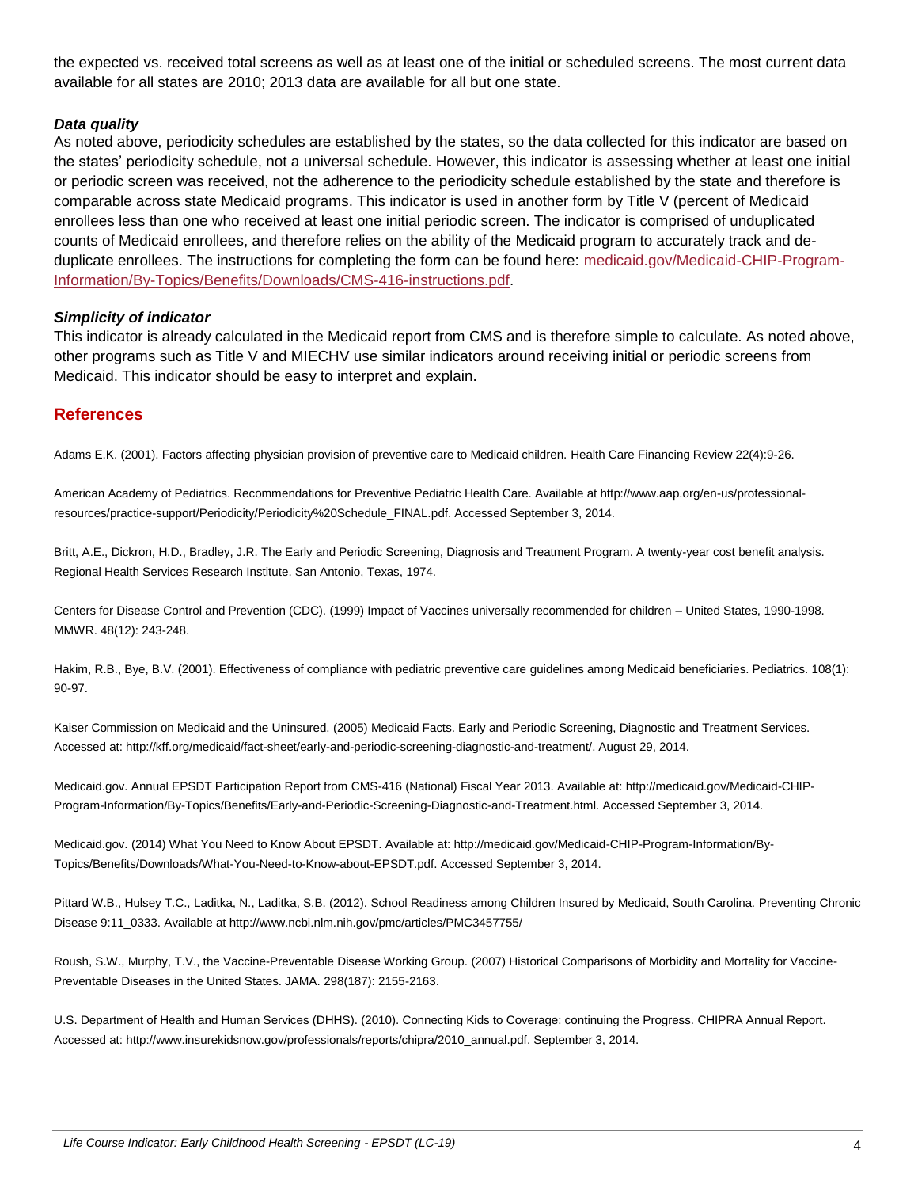the expected vs. received total screens as well as at least one of the initial or scheduled screens. The most current data available for all states are 2010; 2013 data are available for all but one state.

### *Data quality*

As noted above, periodicity schedules are established by the states, so the data collected for this indicator are based on the states' periodicity schedule, not a universal schedule. However, this indicator is assessing whether at least one initial or periodic screen was received, not the adherence to the periodicity schedule established by the state and therefore is comparable across state Medicaid programs. This indicator is used in another form by Title V (percent of Medicaid enrollees less than one who received at least one initial periodic screen. The indicator is comprised of unduplicated counts of Medicaid enrollees, and therefore relies on the ability of the Medicaid program to accurately track and de-duplicate enrollees. The instructions for completing the form can be found here: [medicaid.gov/Medicaid-CHIP-Program-Information/By-Topics/Benefits/Downloads/CMS-416-instructions.pdf](medicaid.gov/Medicaid-CHIP-Program-Information/By-Topics/Benefits/Downloads/CMS-416-instructions.pdf).

### *Simplicity of indicator*

This indicator is already calculated in the Medicaid report from CMS and is therefore simple to calculate. As noted above, other programs such as Title V and MIECHV use similar indicators around receiving initial or periodic screens from Medicaid. This indicator should be easy to interpret and explain.

## References

Adams E.K. (2001). Factors affecting physician provision of preventive care to Medicaid children. Health Care Financing Review 22(4):9-26.

American Academy of Pediatrics. Recommendations for Preventive Pediatric Health Care. Available at http://www.aap.org/en-us/professional-resources/practice-support/Periodicity/Periodicity%20Schedule_FINAL.pdf. Accessed September 3, 2014.

Britt, A.E., Dickron, H.D., Bradley, J.R. The Early and Periodic Screening, Diagnosis and Treatment Program. A twenty-year cost benefit analysis. Regional Health Services Research Institute. San Antonio, Texas, 1974.

Centers for Disease Control and Prevention (CDC). (1999) Impact of Vaccines universally recommended for children – United States, 1990-1998. MMWR. 48(12): 243-248.

Hakim, R.B., Bye, B.V. (2001). Effectiveness of compliance with pediatric preventive care guidelines among Medicaid beneficiaries. Pediatrics. 108(1): 90-97.

Kaiser Commission on Medicaid and the Uninsured. (2005) Medicaid Facts. Early and Periodic Screening, Diagnostic and Treatment Services. Accessed at: http://kff.org/medicaid/fact-sheet/early-and-periodic-screening-diagnostic-and-treatment/. August 29, 2014.

Medicaid.gov. Annual EPSDT Participation Report from CMS-416 (National) Fiscal Year 2013. Available at: http://medicaid.gov/Medicaid-CHIP-Program-Information/By-Topics/Benefits/Early-and-Periodic-Screening-Diagnostic-and-Treatment.html. Accessed September 3, 2014.

Medicaid.gov. (2014) What You Need to Know About EPSDT. Available at: http://medicaid.gov/Medicaid-CHIP-Program-Information/By-Topics/Benefits/Downloads/What-You-Need-to-Know-about-EPSDT.pdf. Accessed September 3, 2014.

Pittard W.B., Hulsey T.C., Laditka, N., Laditka, S.B. (2012). School Readiness among Children Insured by Medicaid, South Carolina. Preventing Chronic Disease 9:11_0333. Available at http://www.ncbi.nlm.nih.gov/pmc/articles/PMC3457755/

Roush, S.W., Murphy, T.V., the Vaccine-Preventable Disease Working Group. (2007) Historical Comparisons of Morbidity and Mortality for Vaccine-Preventable Diseases in the United States. JAMA. 298(187): 2155-2163.

U.S. Department of Health and Human Services (DHHS). (2010). Connecting Kids to Coverage: continuing the Progress. CHIPRA Annual Report. Accessed at: http://www.insurekidsnow.gov/professionals/reports/chipra/2010_annual.pdf. September 3, 2014.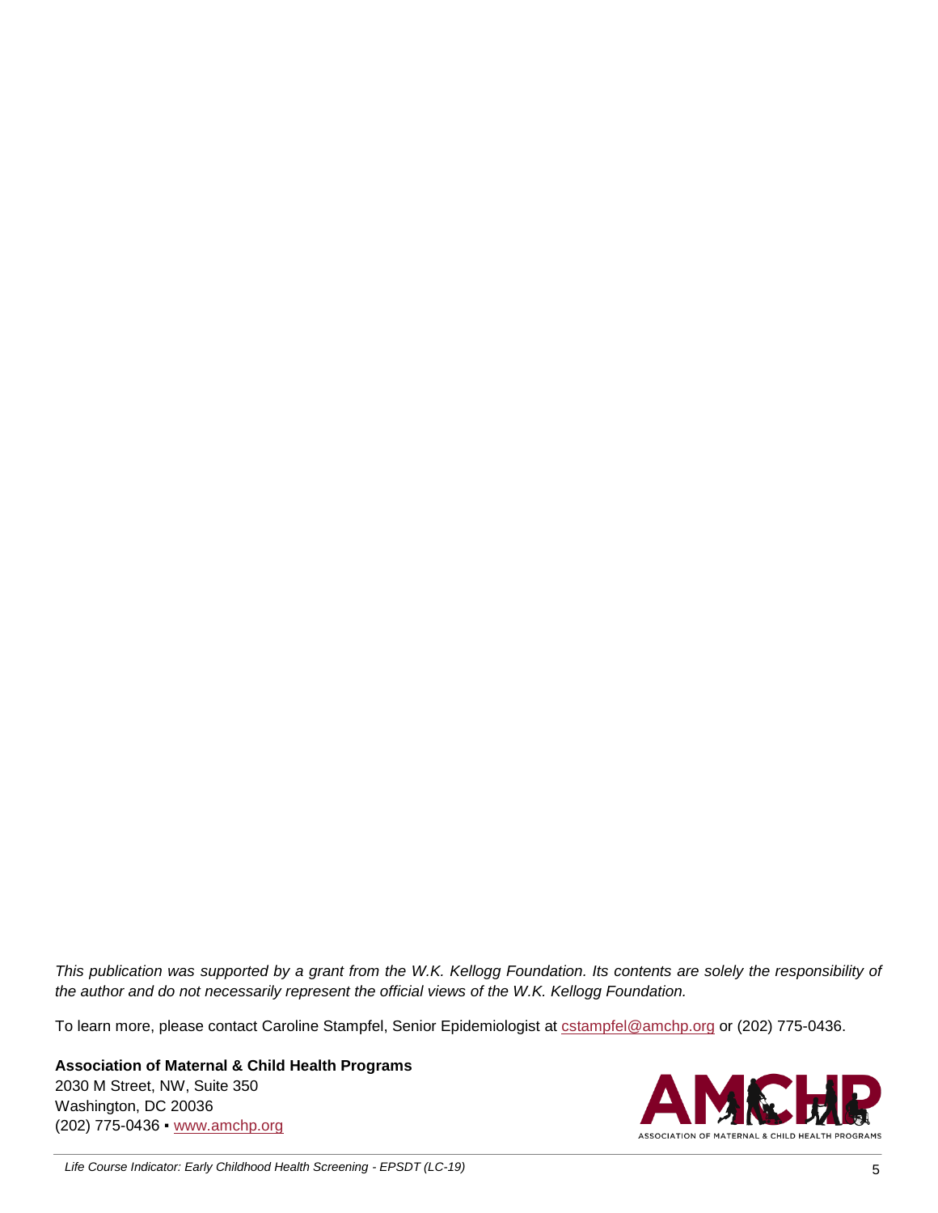*This publication was supported by a grant from the W.K. Kellogg Foundation. Its contents are solely the responsibility of the author and do not necessarily represent the official views of the W.K. Kellogg Foundation.*

To learn more, please contact Caroline Stampfel, Senior Epidemiologist at cstampfel@amchp.org or (202) 775-0436.

**Association of Maternal & Child Health Programs**
2030 M Street, NW, Suite 350
Washington, DC 20036
(202) 775-0436 ▪ www.amchp.org

AMCHP
ASSOCIATION OF MATERNAL & CHILD HEALTH PROGRAMS